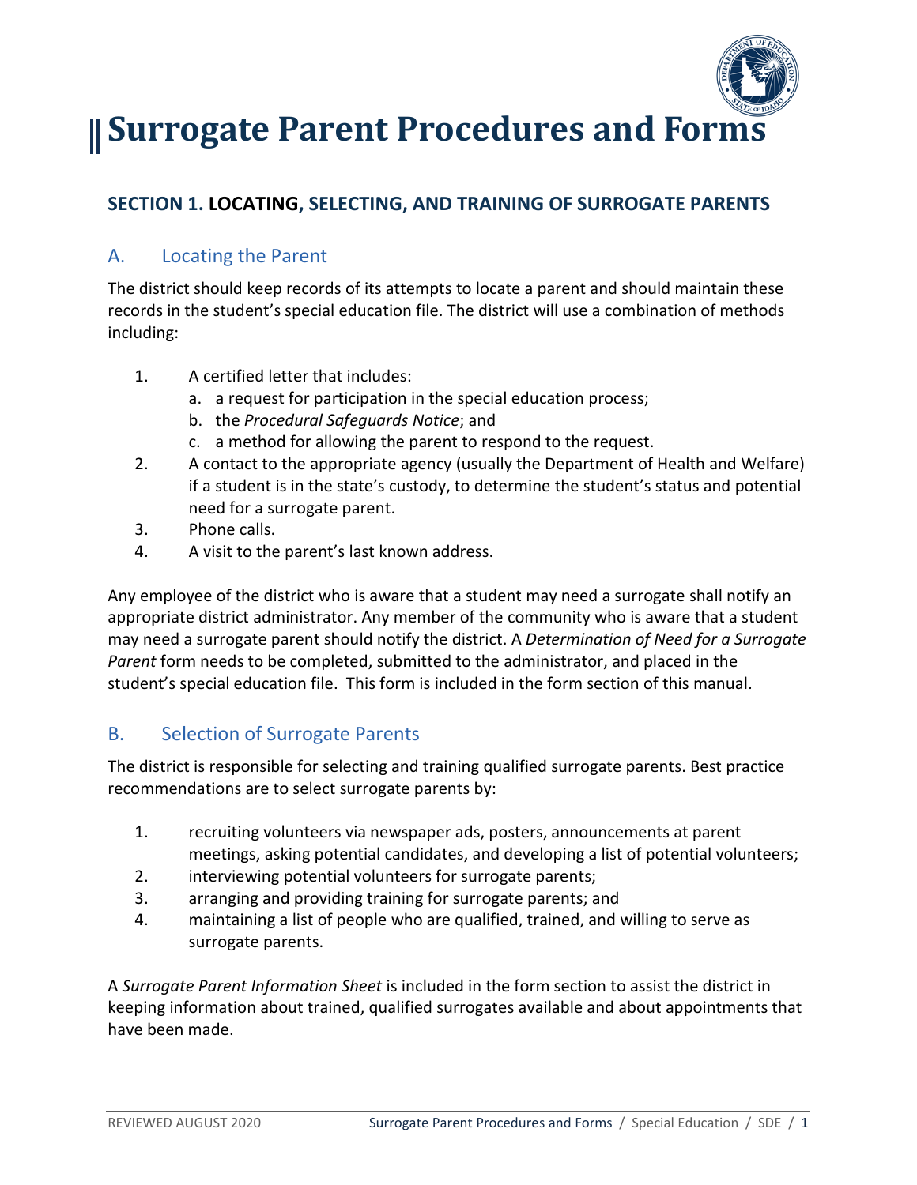# Surrogate Parent Procedures and Forms

## SECTION 1. LOCATING, SELECTING, AND TRAINING OF SURROGATE PARENTS

### A. Locating the Parent

The district should keep records of its attempts to locate a parent and should maintain these records in the student's special education file. The district will use a combination of methods including:

1. A certified letter that includes:
   a. a request for participation in the special education process;
   b. the *Procedural Safeguards Notice*; and
   c. a method for allowing the parent to respond to the request.
2. A contact to the appropriate agency (usually the Department of Health and Welfare) if a student is in the state's custody, to determine the student's status and potential need for a surrogate parent.
3. Phone calls.
4. A visit to the parent's last known address.

Any employee of the district who is aware that a student may need a surrogate shall notify an appropriate district administrator. Any member of the community who is aware that a student may need a surrogate parent should notify the district. A *Determination of Need for a Surrogate Parent* form needs to be completed, submitted to the administrator, and placed in the student's special education file. This form is included in the form section of this manual.

### B. Selection of Surrogate Parents

The district is responsible for selecting and training qualified surrogate parents. Best practice recommendations are to select surrogate parents by:

1. recruiting volunteers via newspaper ads, posters, announcements at parent meetings, asking potential candidates, and developing a list of potential volunteers;
2. interviewing potential volunteers for surrogate parents;
3. arranging and providing training for surrogate parents; and
4. maintaining a list of people who are qualified, trained, and willing to serve as surrogate parents.

A *Surrogate Parent Information Sheet* is included in the form section to assist the district in keeping information about trained, qualified surrogates available and about appointments that have been made.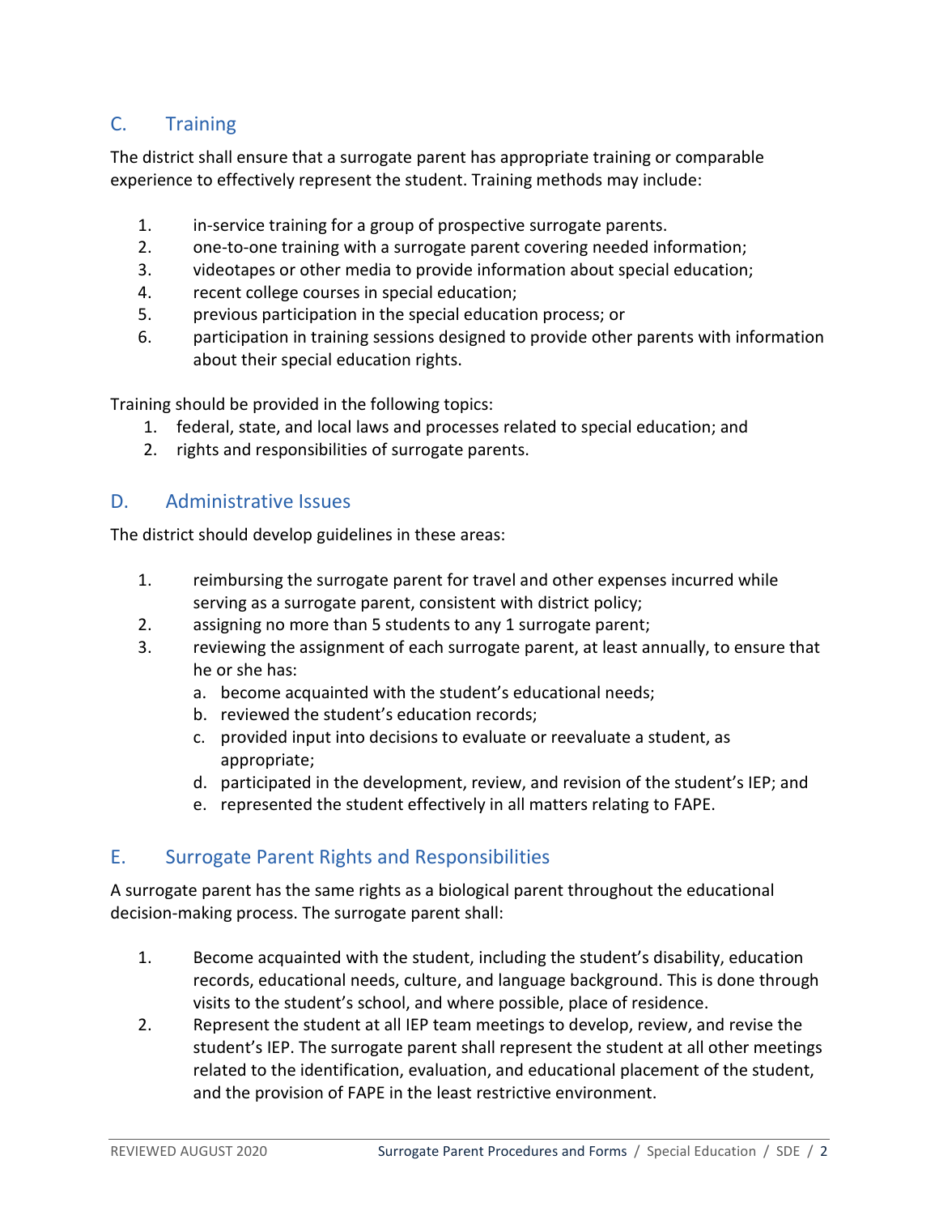## C. Training

The district shall ensure that a surrogate parent has appropriate training or comparable experience to effectively represent the student. Training methods may include:

1. in-service training for a group of prospective surrogate parents.
2. one-to-one training with a surrogate parent covering needed information;
3. videotapes or other media to provide information about special education;
4. recent college courses in special education;
5. previous participation in the special education process; or
6. participation in training sessions designed to provide other parents with information about their special education rights.

Training should be provided in the following topics:

1. federal, state, and local laws and processes related to special education; and
2. rights and responsibilities of surrogate parents.

## D. Administrative Issues

The district should develop guidelines in these areas:

1. reimbursing the surrogate parent for travel and other expenses incurred while serving as a surrogate parent, consistent with district policy;
2. assigning no more than 5 students to any 1 surrogate parent;
3. reviewing the assignment of each surrogate parent, at least annually, to ensure that he or she has:
   a. become acquainted with the student's educational needs;
   b. reviewed the student's education records;
   c. provided input into decisions to evaluate or reevaluate a student, as appropriate;
   d. participated in the development, review, and revision of the student's IEP; and
   e. represented the student effectively in all matters relating to FAPE.

## E. Surrogate Parent Rights and Responsibilities

A surrogate parent has the same rights as a biological parent throughout the educational decision-making process. The surrogate parent shall:

1. Become acquainted with the student, including the student's disability, education records, educational needs, culture, and language background. This is done through visits to the student's school, and where possible, place of residence.
2. Represent the student at all IEP team meetings to develop, review, and revise the student's IEP. The surrogate parent shall represent the student at all other meetings related to the identification, evaluation, and educational placement of the student, and the provision of FAPE in the least restrictive environment.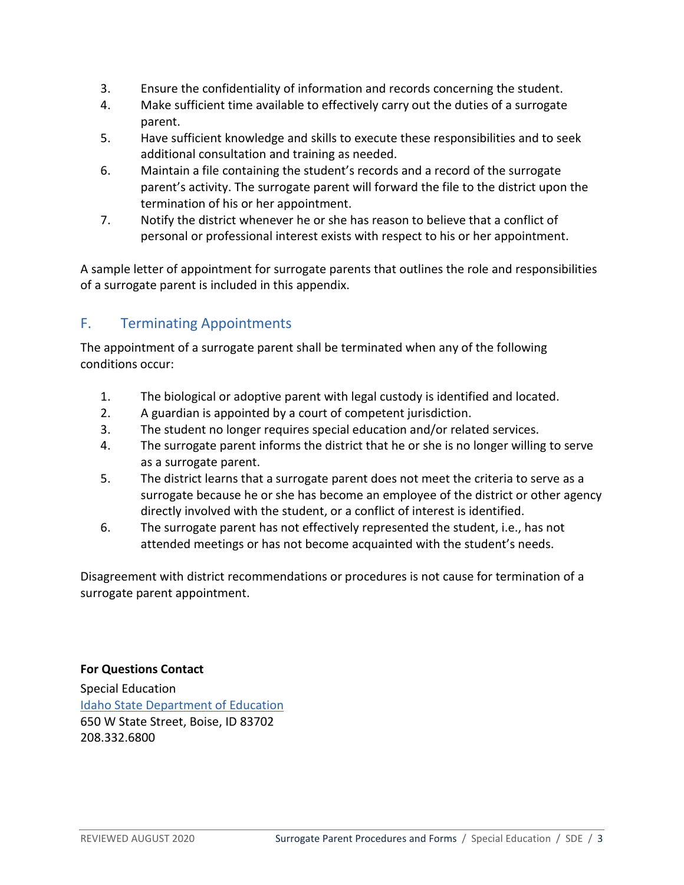3. Ensure the confidentiality of information and records concerning the student.
4. Make sufficient time available to effectively carry out the duties of a surrogate parent.
5. Have sufficient knowledge and skills to execute these responsibilities and to seek additional consultation and training as needed.
6. Maintain a file containing the student's records and a record of the surrogate parent's activity. The surrogate parent will forward the file to the district upon the termination of his or her appointment.
7. Notify the district whenever he or she has reason to believe that a conflict of personal or professional interest exists with respect to his or her appointment.

A sample letter of appointment for surrogate parents that outlines the role and responsibilities of a surrogate parent is included in this appendix.

## F. Terminating Appointments

The appointment of a surrogate parent shall be terminated when any of the following conditions occur:

1. The biological or adoptive parent with legal custody is identified and located.
2. A guardian is appointed by a court of competent jurisdiction.
3. The student no longer requires special education and/or related services.
4. The surrogate parent informs the district that he or she is no longer willing to serve as a surrogate parent.
5. The district learns that a surrogate parent does not meet the criteria to serve as a surrogate because he or she has become an employee of the district or other agency directly involved with the student, or a conflict of interest is identified.
6. The surrogate parent has not effectively represented the student, i.e., has not attended meetings or has not become acquainted with the student's needs.

Disagreement with district recommendations or procedures is not cause for termination of a surrogate parent appointment.

**For Questions Contact**

Special Education
Idaho State Department of Education
650 W State Street, Boise, ID 83702
208.332.6800